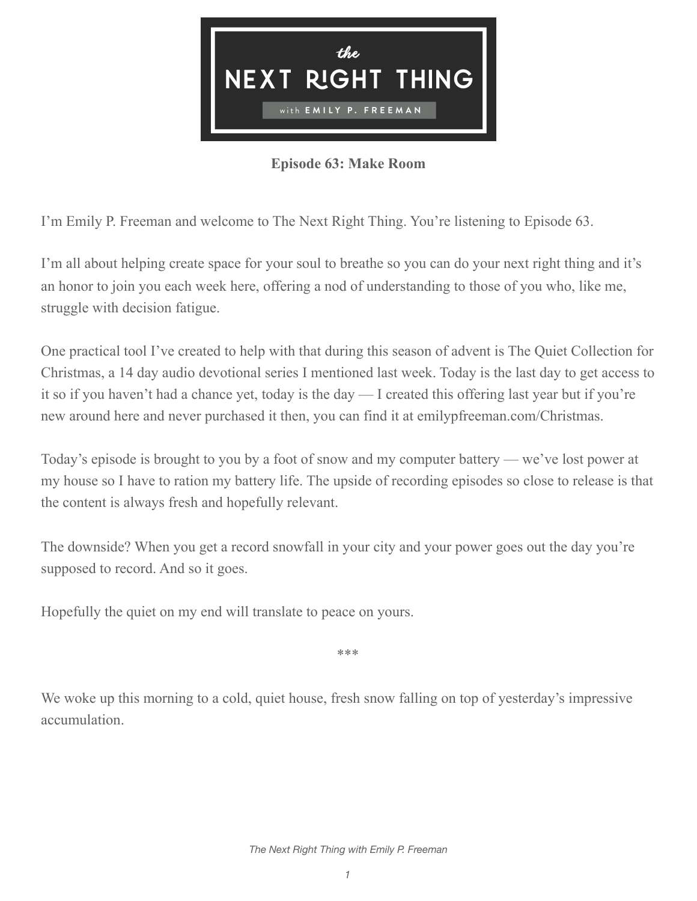**Episode 63: Make Room**

I'm Emily P. Freeman and welcome to The Next Right Thing. You're listening to Episode 63.

I'm all about helping create space for your soul to breathe so you can do your next right thing and it's an honor to join you each week here, offering a nod of understanding to those of you who, like me, struggle with decision fatigue.

One practical tool I've created to help with that during this season of advent is The Quiet Collection for Christmas, a 14 day audio devotional series I mentioned last week. Today is the last day to get access to it so if you haven't had a chance yet, today is the day — I created this offering last year but if you're new around here and never purchased it then, you can find it at emilypfreeman.com/Christmas.

Today's episode is brought to you by a foot of snow and my computer battery — we've lost power at my house so I have to ration my battery life. The upside of recording episodes so close to release is that the content is always fresh and hopefully relevant.

The downside? When you get a record snowfall in your city and your power goes out the day you're supposed to record. And so it goes.

Hopefully the quiet on my end will translate to peace on yours.

***

We woke up this morning to a cold, quiet house, fresh snow falling on top of yesterday's impressive accumulation.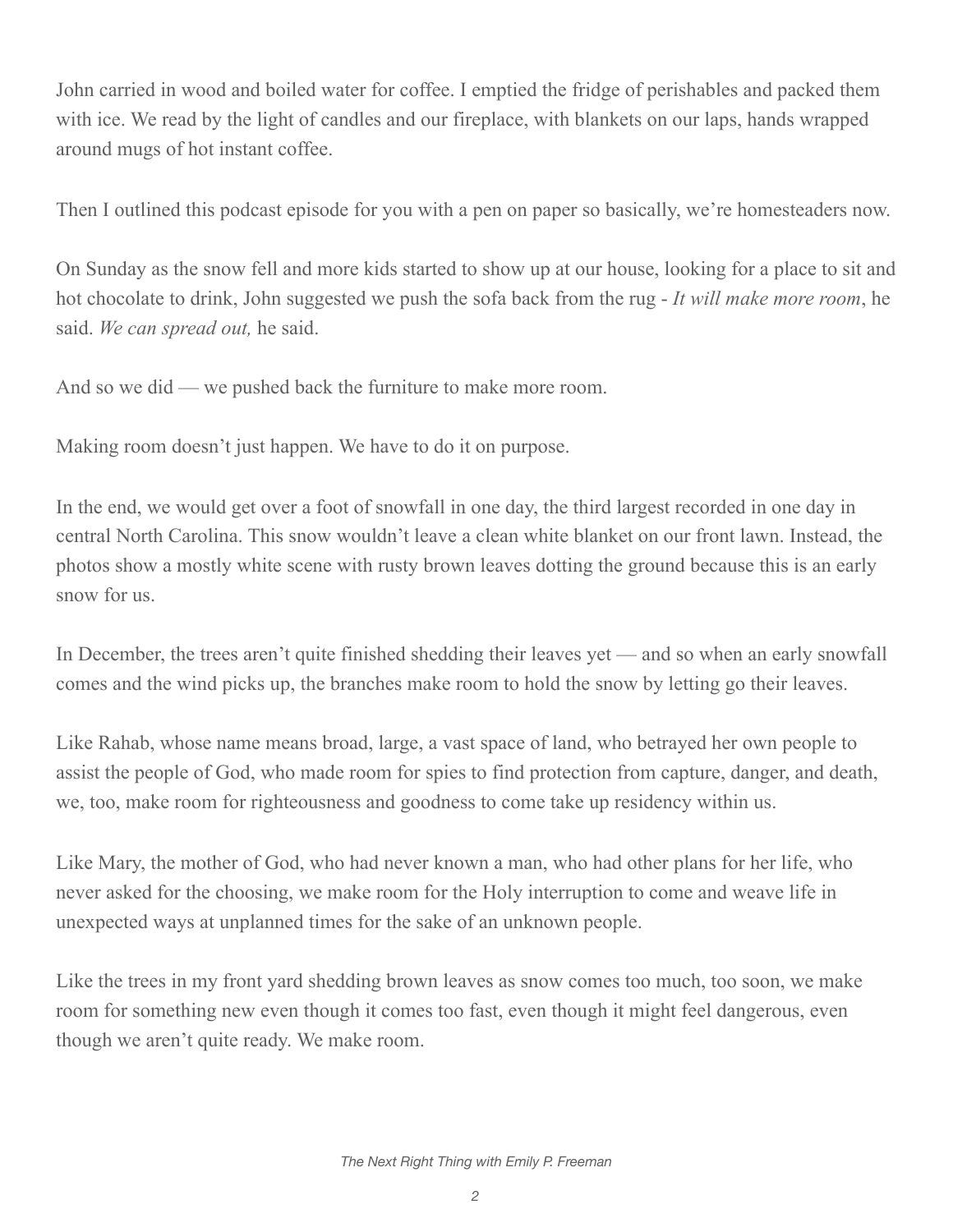John carried in wood and boiled water for coffee. I emptied the fridge of perishables and packed them with ice. We read by the light of candles and our fireplace, with blankets on our laps, hands wrapped around mugs of hot instant coffee.

Then I outlined this podcast episode for you with a pen on paper so basically, we're homesteaders now.

On Sunday as the snow fell and more kids started to show up at our house, looking for a place to sit and hot chocolate to drink, John suggested we push the sofa back from the rug - *It will make more room*, he said. *We can spread out,* he said.

And so we did — we pushed back the furniture to make more room.

Making room doesn't just happen. We have to do it on purpose.

In the end, we would get over a foot of snowfall in one day, the third largest recorded in one day in central North Carolina. This snow wouldn't leave a clean white blanket on our front lawn. Instead, the photos show a mostly white scene with rusty brown leaves dotting the ground because this is an early snow for us.

In December, the trees aren't quite finished shedding their leaves yet — and so when an early snowfall comes and the wind picks up, the branches make room to hold the snow by letting go their leaves.

Like Rahab, whose name means broad, large, a vast space of land, who betrayed her own people to assist the people of God, who made room for spies to find protection from capture, danger, and death, we, too, make room for righteousness and goodness to come take up residency within us.

Like Mary, the mother of God, who had never known a man, who had other plans for her life, who never asked for the choosing, we make room for the Holy interruption to come and weave life in unexpected ways at unplanned times for the sake of an unknown people.

Like the trees in my front yard shedding brown leaves as snow comes too much, too soon, we make room for something new even though it comes too fast, even though it might feel dangerous, even though we aren't quite ready. We make room.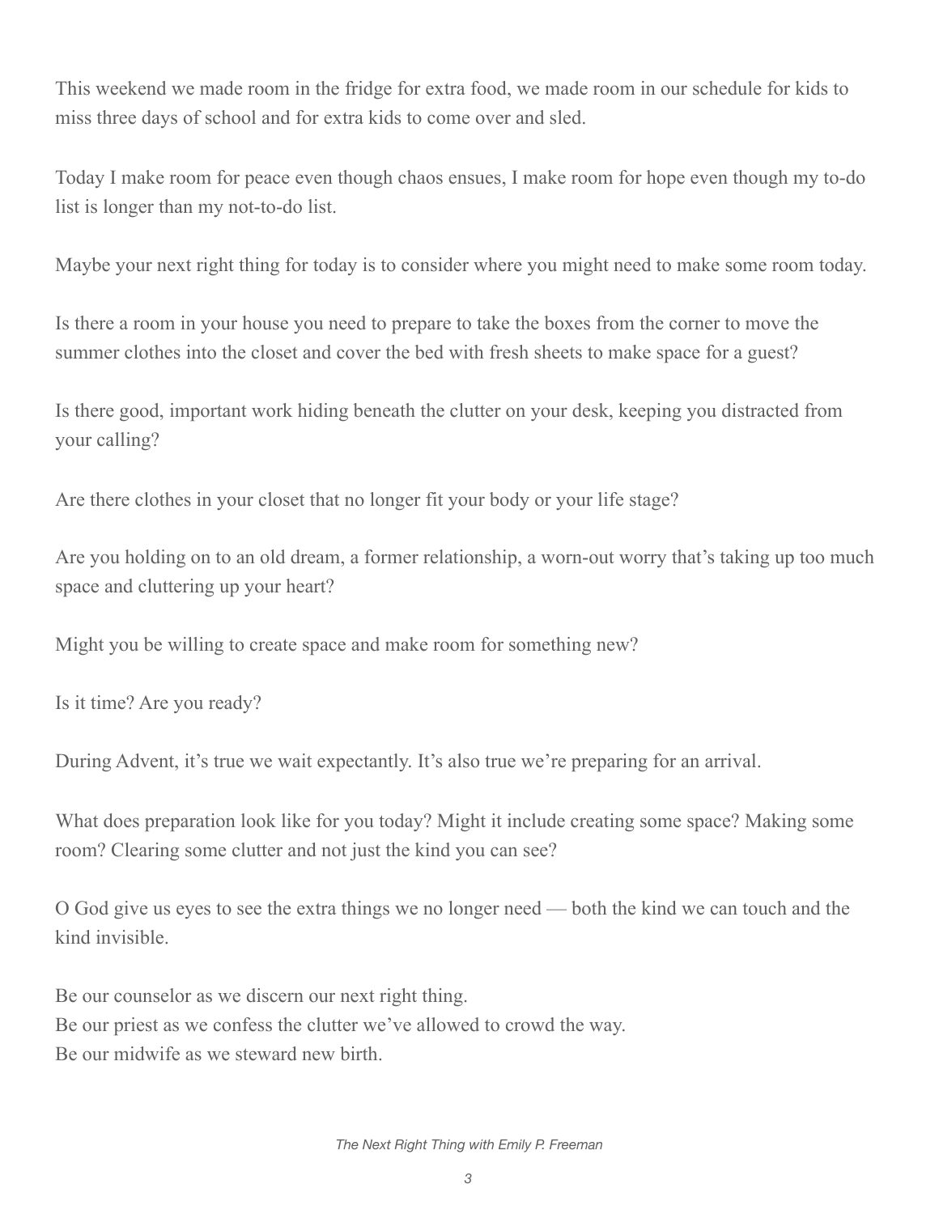This weekend we made room in the fridge for extra food, we made room in our schedule for kids to miss three days of school and for extra kids to come over and sled.

Today I make room for peace even though chaos ensues, I make room for hope even though my to-do list is longer than my not-to-do list.

Maybe your next right thing for today is to consider where you might need to make some room today.

Is there a room in your house you need to prepare to take the boxes from the corner to move the summer clothes into the closet and cover the bed with fresh sheets to make space for a guest?

Is there good, important work hiding beneath the clutter on your desk, keeping you distracted from your calling?

Are there clothes in your closet that no longer fit your body or your life stage?

Are you holding on to an old dream, a former relationship, a worn-out worry that's taking up too much space and cluttering up your heart?

Might you be willing to create space and make room for something new?

Is it time? Are you ready?

During Advent, it's true we wait expectantly. It's also true we're preparing for an arrival.

What does preparation look like for you today? Might it include creating some space? Making some room? Clearing some clutter and not just the kind you can see?

O God give us eyes to see the extra things we no longer need — both the kind we can touch and the kind invisible.

Be our counselor as we discern our next right thing.
Be our priest as we confess the clutter we've allowed to crowd the way.
Be our midwife as we steward new birth.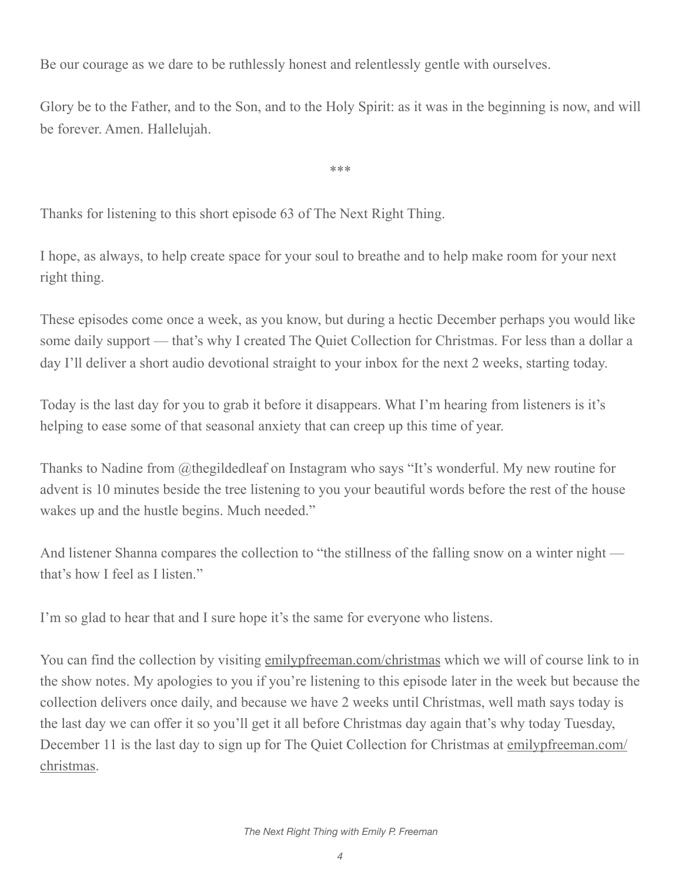Be our courage as we dare to be ruthlessly honest and relentlessly gentle with ourselves.

Glory be to the Father, and to the Son, and to the Holy Spirit: as it was in the beginning is now, and will be forever. Amen. Hallelujah.

***

Thanks for listening to this short episode 63 of The Next Right Thing.

I hope, as always, to help create space for your soul to breathe and to help make room for your next right thing.

These episodes come once a week, as you know, but during a hectic December perhaps you would like some daily support — that's why I created The Quiet Collection for Christmas. For less than a dollar a day I'll deliver a short audio devotional straight to your inbox for the next 2 weeks, starting today.

Today is the last day for you to grab it before it disappears. What I'm hearing from listeners is it's helping to ease some of that seasonal anxiety that can creep up this time of year.

Thanks to Nadine from @thegildedleaf on Instagram who says "It's wonderful. My new routine for advent is 10 minutes beside the tree listening to you your beautiful words before the rest of the house wakes up and the hustle begins. Much needed."

And listener Shanna compares the collection to "the stillness of the falling snow on a winter night — that's how I feel as I listen."

I'm so glad to hear that and I sure hope it's the same for everyone who listens.

You can find the collection by visiting emilypfreeman.com/christmas which we will of course link to in the show notes. My apologies to you if you're listening to this episode later in the week but because the collection delivers once daily, and because we have 2 weeks until Christmas, well math says today is the last day we can offer it so you'll get it all before Christmas day again that's why today Tuesday, December 11 is the last day to sign up for The Quiet Collection for Christmas at emilypfreeman.com/christmas.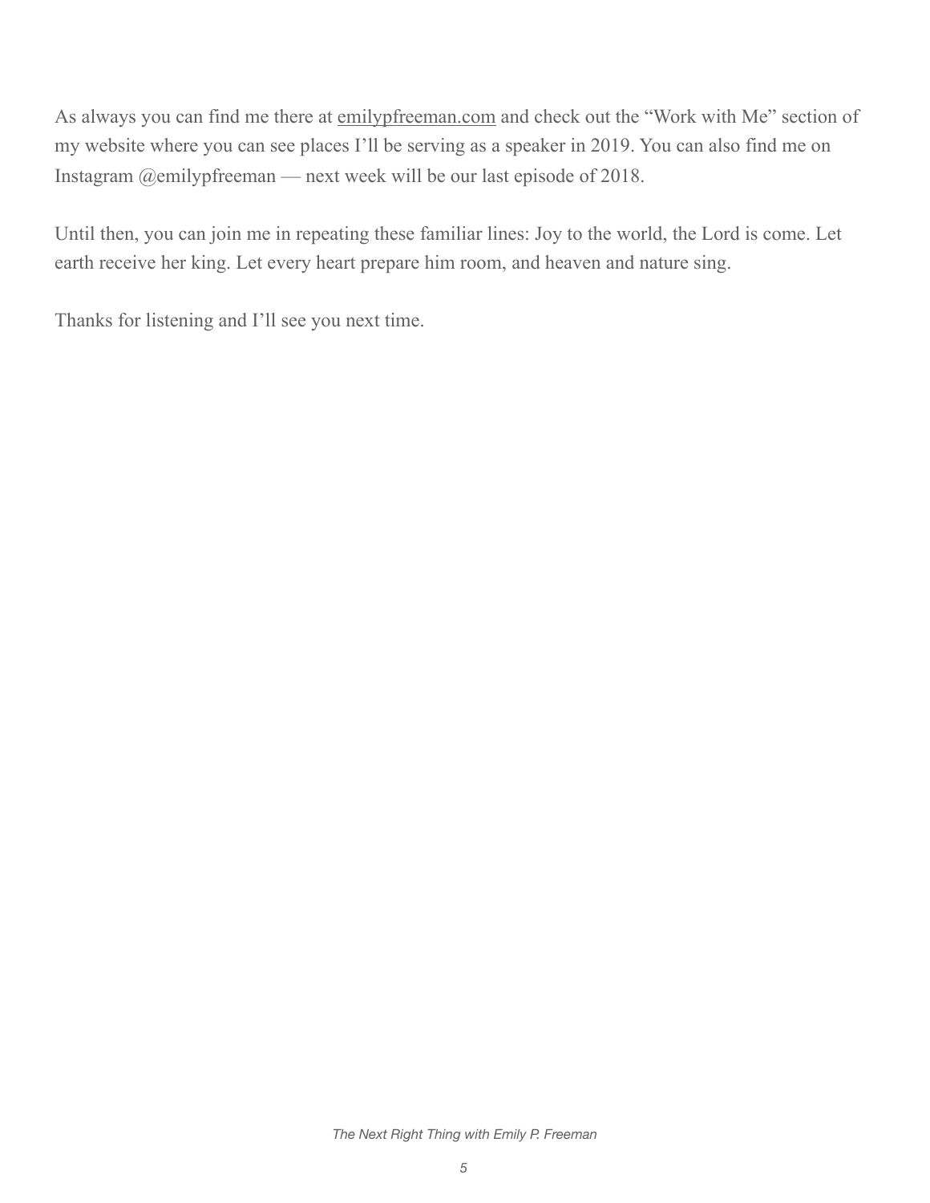As always you can find me there at emilypfreeman.com and check out the "Work with Me" section of my website where you can see places I'll be serving as a speaker in 2019. You can also find me on Instagram @emilypfreeman — next week will be our last episode of 2018.

Until then, you can join me in repeating these familiar lines: Joy to the world, the Lord is come. Let earth receive her king. Let every heart prepare him room, and heaven and nature sing.

Thanks for listening and I'll see you next time.